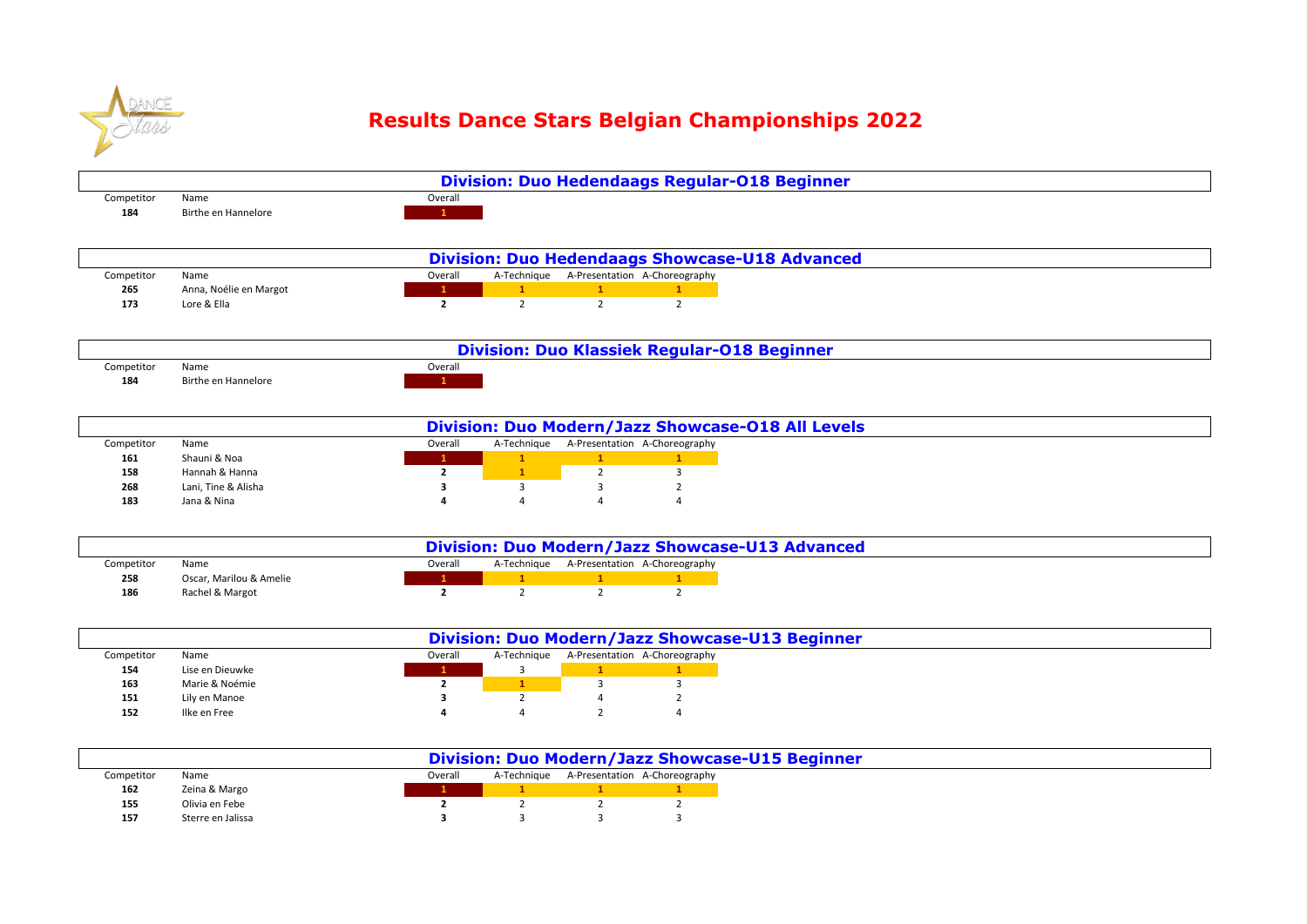# Results Dance Stars Belgian Championships 2022

## Division: Duo Hedendaags Regular-O18 Beginner

| Competitor | Name | Overall |
|---|---|---|
| 184 | Birthe en Hannelore | 1 |

## Division: Duo Hedendaags Showcase-U18 Advanced

| Competitor | Name | Overall | A-Technique | A-Presentation | A-Choreography |
|---|---|---|---|---|---|
| 265 | Anna, Noélie en Margot | 1 | 1 | 1 | 1 |
| 173 | Lore & Ella | 2 | 2 | 2 | 2 |

## Division: Duo Klassiek Regular-O18 Beginner

| Competitor | Name | Overall |
|---|---|---|
| 184 | Birthe en Hannelore | 1 |

## Division: Duo Modern/Jazz Showcase-O18 All Levels

| Competitor | Name | Overall | A-Technique | A-Presentation | A-Choreography |
|---|---|---|---|---|---|
| 161 | Shauni & Noa | 1 | 1 | 1 | 1 |
| 158 | Hannah & Hanna | 2 | 1 | 2 | 3 |
| 268 | Lani, Tine & Alisha | 3 | 3 | 3 | 2 |
| 183 | Jana & Nina | 4 | 4 | 4 | 4 |

## Division: Duo Modern/Jazz Showcase-U13 Advanced

| Competitor | Name | Overall | A-Technique | A-Presentation | A-Choreography |
|---|---|---|---|---|---|
| 258 | Oscar, Marilou & Amelie | 1 | 1 | 1 | 1 |
| 186 | Rachel & Margot | 2 | 2 | 2 | 2 |

## Division: Duo Modern/Jazz Showcase-U13 Beginner

| Competitor | Name | Overall | A-Technique | A-Presentation | A-Choreography |
|---|---|---|---|---|---|
| 154 | Lise en Dieuwke | 1 | 3 | 1 | 1 |
| 163 | Marie & Noémie | 2 | 1 | 3 | 3 |
| 151 | Lily en Manoe | 3 | 2 | 4 | 2 |
| 152 | Ilke en Free | 4 | 4 | 2 | 4 |

## Division: Duo Modern/Jazz Showcase-U15 Beginner

| Competitor | Name | Overall | A-Technique | A-Presentation | A-Choreography |
|---|---|---|---|---|---|
| 162 | Zeina & Margo | 1 | 1 | 1 | 1 |
| 155 | Olivia en Febe | 2 | 2 | 2 | 2 |
| 157 | Sterre en Jalissa | 3 | 3 | 3 | 3 |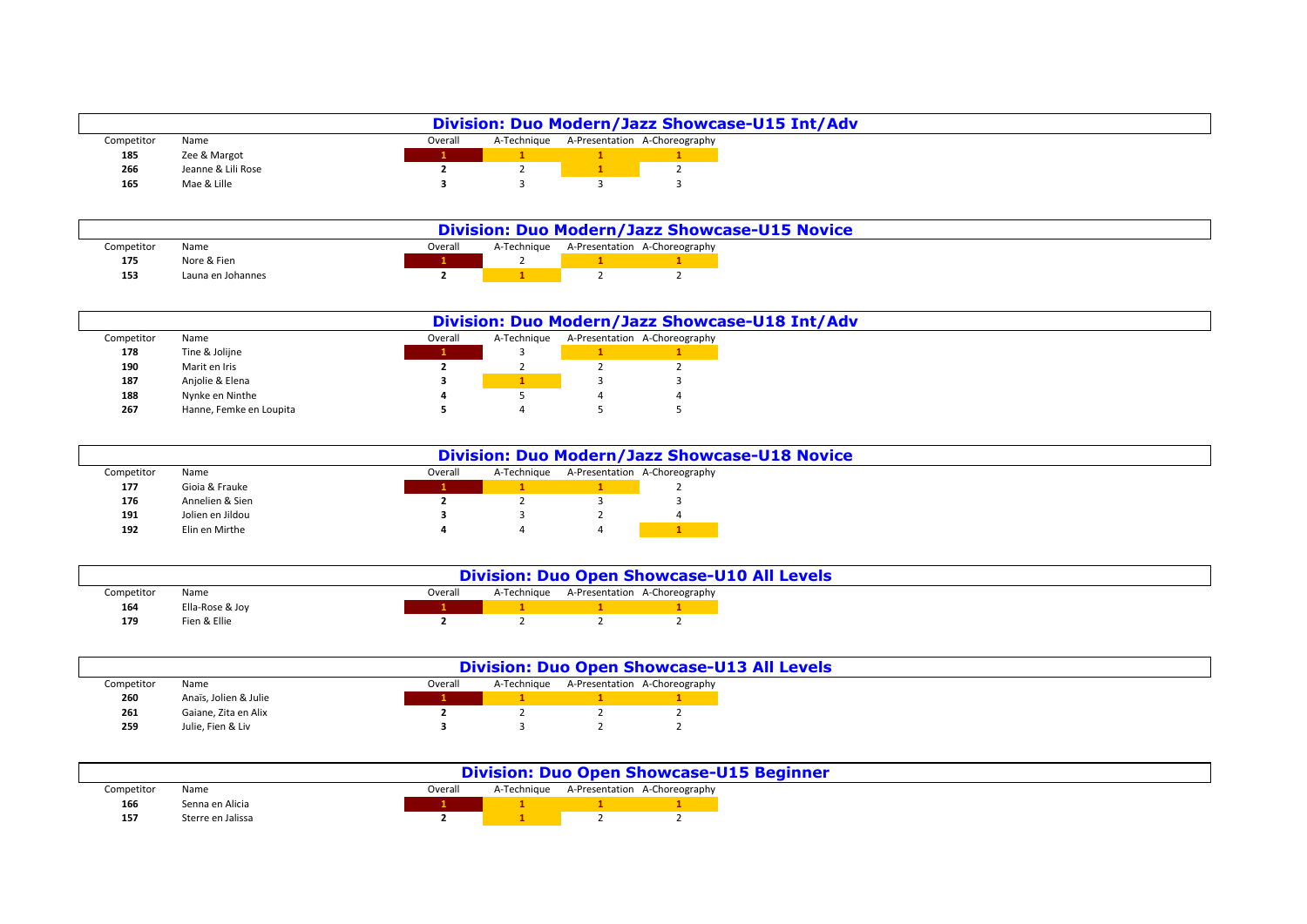## Division: Duo Modern/Jazz Showcase-U15 Int/Adv

| Competitor | Name | Overall | A-Technique | A-Presentation | A-Choreography |
|---|---|---|---|---|---|
| **185** | Zee & Margot | **1** | 1 | 1 | 1 |
| **266** | Jeanne & Lili Rose | **2** | 2 | 1 | 2 |
| **165** | Mae & Lille | **3** | 3 | 3 | 3 |

## Division: Duo Modern/Jazz Showcase-U15 Novice

| Competitor | Name | Overall | A-Technique | A-Presentation | A-Choreography |
|---|---|---|---|---|---|
| **175** | Nore & Fien | **1** | 2 | 1 | 1 |
| **153** | Launa en Johannes | **2** | 1 | 2 | 2 |

## Division: Duo Modern/Jazz Showcase-U18 Int/Adv

| Competitor | Name | Overall | A-Technique | A-Presentation | A-Choreography |
|---|---|---|---|---|---|
| **178** | Tine & Jolijne | **1** | 3 | 1 | 1 |
| **190** | Marit en Iris | **2** | 2 | 2 | 2 |
| **187** | Anjolie & Elena | **3** | 1 | 3 | 3 |
| **188** | Nynke en Ninthe | **4** | 5 | 4 | 4 |
| **267** | Hanne, Femke en Loupita | **5** | 4 | 5 | 5 |

## Division: Duo Modern/Jazz Showcase-U18 Novice

| Competitor | Name | Overall | A-Technique | A-Presentation | A-Choreography |
|---|---|---|---|---|---|
| **177** | Gioia & Frauke | **1** | 1 | 1 | 2 |
| **176** | Annelien & Sien | **2** | 2 | 3 | 3 |
| **191** | Jolien en Jildou | **3** | 3 | 2 | 4 |
| **192** | Elin en Mirthe | **4** | 4 | 4 | 1 |

## Division: Duo Open Showcase-U10 All Levels

| Competitor | Name | Overall | A-Technique | A-Presentation | A-Choreography |
|---|---|---|---|---|---|
| **164** | Ella-Rose & Joy | **1** | 1 | 1 | 1 |
| **179** | Fien & Ellie | **2** | 2 | 2 | 2 |

## Division: Duo Open Showcase-U13 All Levels

| Competitor | Name | Overall | A-Technique | A-Presentation | A-Choreography |
|---|---|---|---|---|---|
| **260** | Anaïs, Jolien & Julie | **1** | 1 | 1 | 1 |
| **261** | Gaiane, Zita en Alix | **2** | 2 | 2 | 2 |
| **259** | Julie, Fien & Liv | **3** | 3 | 2 | 2 |

## Division: Duo Open Showcase-U15 Beginner

| Competitor | Name | Overall | A-Technique | A-Presentation | A-Choreography |
|---|---|---|---|---|---|
| **166** | Senna en Alicia | **1** | 1 | 1 | 1 |
| **157** | Sterre en Jalissa | **2** | 1 | 2 | 2 |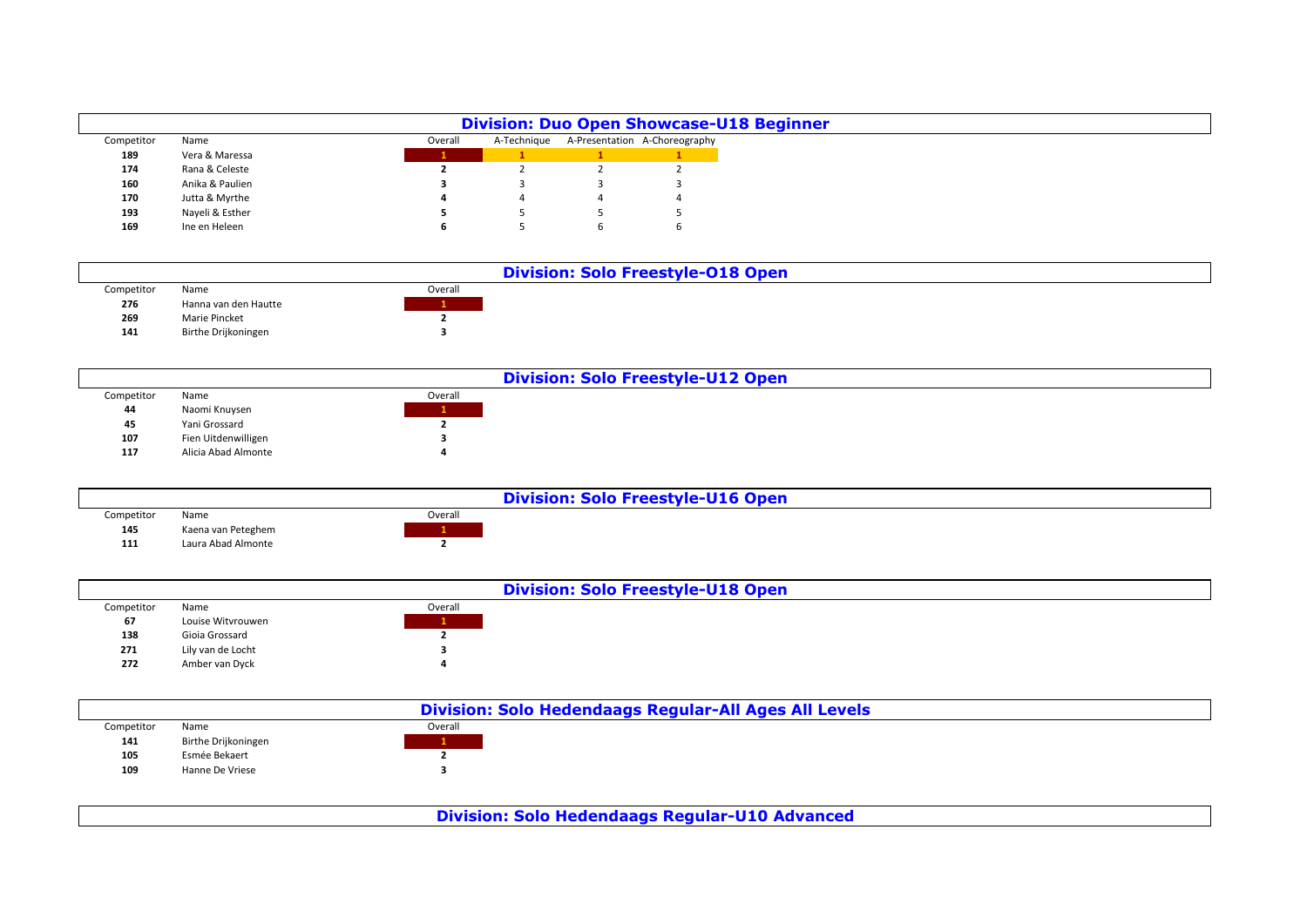## Division: Duo Open Showcase-U18 Beginner

| Competitor | Name | Overall | A-Technique | A-Presentation | A-Choreography |
|---|---|---|---|---|---|
| **189** | Vera & Maressa | 1 | 1 | 1 | 1 |
| **174** | Rana & Celeste | **2** | 2 | 2 | 2 |
| **160** | Anika & Paulien | **3** | 3 | 3 | 3 |
| **170** | Jutta & Myrthe | **4** | 4 | 4 | 4 |
| **193** | Nayeli & Esther | **5** | 5 | 5 | 5 |
| **169** | Ine en Heleen | **6** | 5 | 6 | 6 |

## Division: Solo Freestyle-O18 Open

| Competitor | Name | Overall |
|---|---|---|
| **276** | Hanna van den Hautte | 1 |
| **269** | Marie Pincket | **2** |
| **141** | Birthe Drijkoningen | **3** |

## Division: Solo Freestyle-U12 Open

| Competitor | Name | Overall |
|---|---|---|
| **44** | Naomi Knuysen | 1 |
| **45** | Yani Grossard | **2** |
| **107** | Fien Uitdenwilligen | **3** |
| **117** | Alicia Abad Almonte | **4** |

## Division: Solo Freestyle-U16 Open

| Competitor | Name | Overall |
|---|---|---|
| **145** | Kaena van Peteghem | 1 |
| **111** | Laura Abad Almonte | **2** |

## Division: Solo Freestyle-U18 Open

| Competitor | Name | Overall |
|---|---|---|
| **67** | Louise Witvrouwen | 1 |
| **138** | Gioia Grossard | **2** |
| **271** | Lily van de Locht | **3** |
| **272** | Amber van Dyck | **4** |

## Division: Solo Hedendaags Regular-All Ages All Levels

| Competitor | Name | Overall |
|---|---|---|
| **141** | Birthe Drijkoningen | 1 |
| **105** | Esmée Bekaert | **2** |
| **109** | Hanne De Vriese | **3** |

## Division: Solo Hedendaags Regular-U10 Advanced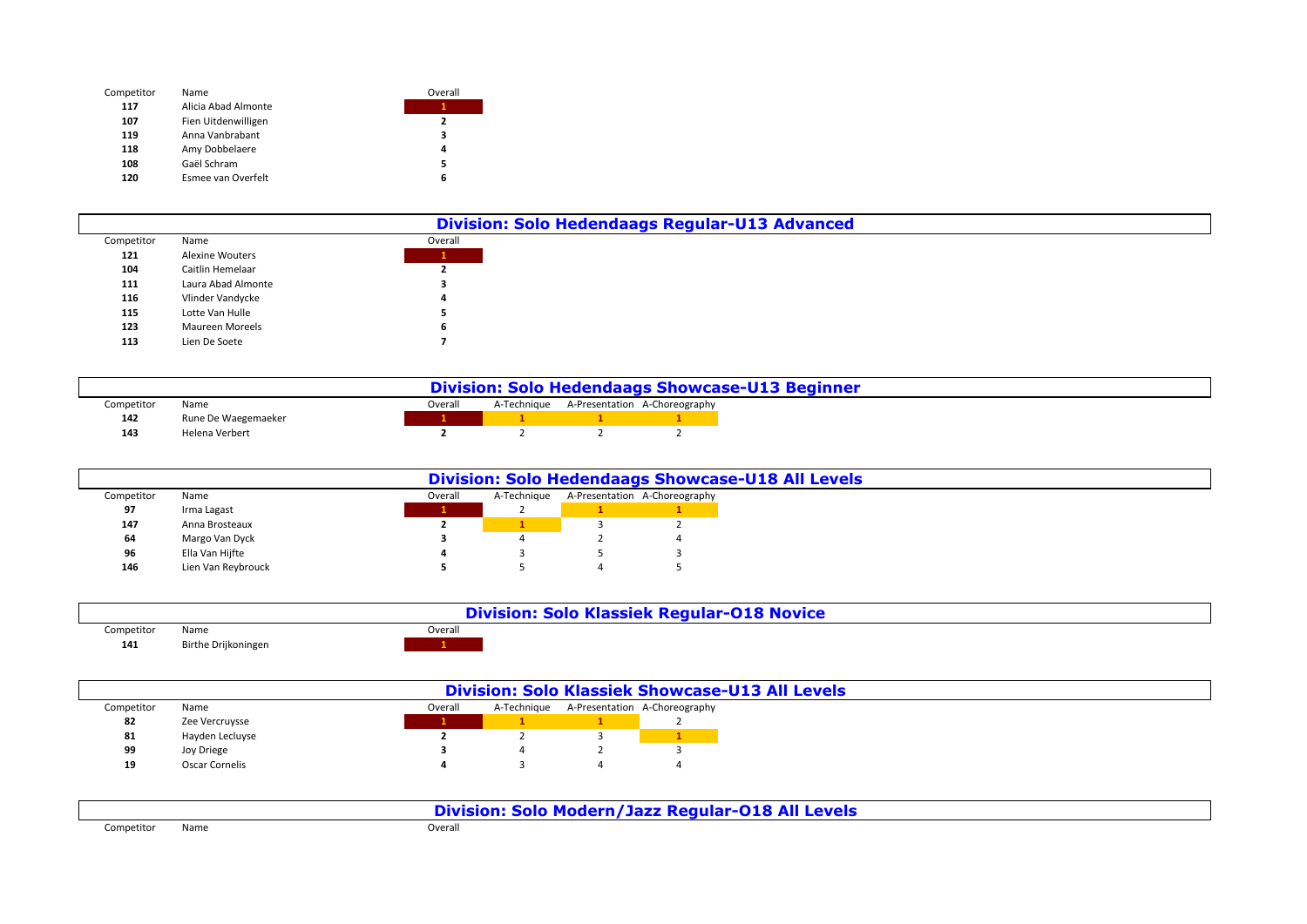| Competitor | Name | Overall |
|---|---|---|
| 117 | Alicia Abad Almonte | 1 |
| 107 | Fien Uitdenwilligen | 2 |
| 119 | Anna Vanbrabant | 3 |
| 118 | Amy Dobbelaere | 4 |
| 108 | Gaël Schram | 5 |
| 120 | Esmee van Overfelt | 6 |

## Division: Solo Hedendaags Regular-U13 Advanced

| Competitor | Name | Overall |
|---|---|---|
| 121 | Alexine Wouters | 1 |
| 104 | Caitlin Hemelaar | 2 |
| 111 | Laura Abad Almonte | 3 |
| 116 | Vlinder Vandycke | 4 |
| 115 | Lotte Van Hulle | 5 |
| 123 | Maureen Moreels | 6 |
| 113 | Lien De Soete | 7 |

## Division: Solo Hedendaags Showcase-U13 Beginner

| Competitor | Name | Overall | A-Technique | A-Presentation | A-Choreography |
|---|---|---|---|---|---|
| 142 | Rune De Waegemaeker | 1 | 1 | 1 | 1 |
| 143 | Helena Verbert | 2 | 2 | 2 | 2 |

## Division: Solo Hedendaags Showcase-U18 All Levels

| Competitor | Name | Overall | A-Technique | A-Presentation | A-Choreography |
|---|---|---|---|---|---|
| 97 | Irma Lagast | 1 | 2 | 1 | 1 |
| 147 | Anna Brosteaux | 2 | 1 | 3 | 2 |
| 64 | Margo Van Dyck | 3 | 4 | 2 | 4 |
| 96 | Ella Van Hijfte | 4 | 3 | 5 | 3 |
| 146 | Lien Van Reybrouck | 5 | 5 | 4 | 5 |

## Division: Solo Klassiek Regular-O18 Novice

| Competitor | Name | Overall |
|---|---|---|
| 141 | Birthe Drijkoningen | 1 |

## Division: Solo Klassiek Showcase-U13 All Levels

| Competitor | Name | Overall | A-Technique | A-Presentation | A-Choreography |
|---|---|---|---|---|---|
| 82 | Zee Vercruysse | 1 | 1 | 1 | 2 |
| 81 | Hayden Lecluyse | 2 | 2 | 3 | 1 |
| 99 | Joy Driege | 3 | 4 | 2 | 3 |
| 19 | Oscar Cornelis | 4 | 3 | 4 | 4 |

## Division: Solo Modern/Jazz Regular-O18 All Levels

| Competitor | Name | Overall |
|---|---|---|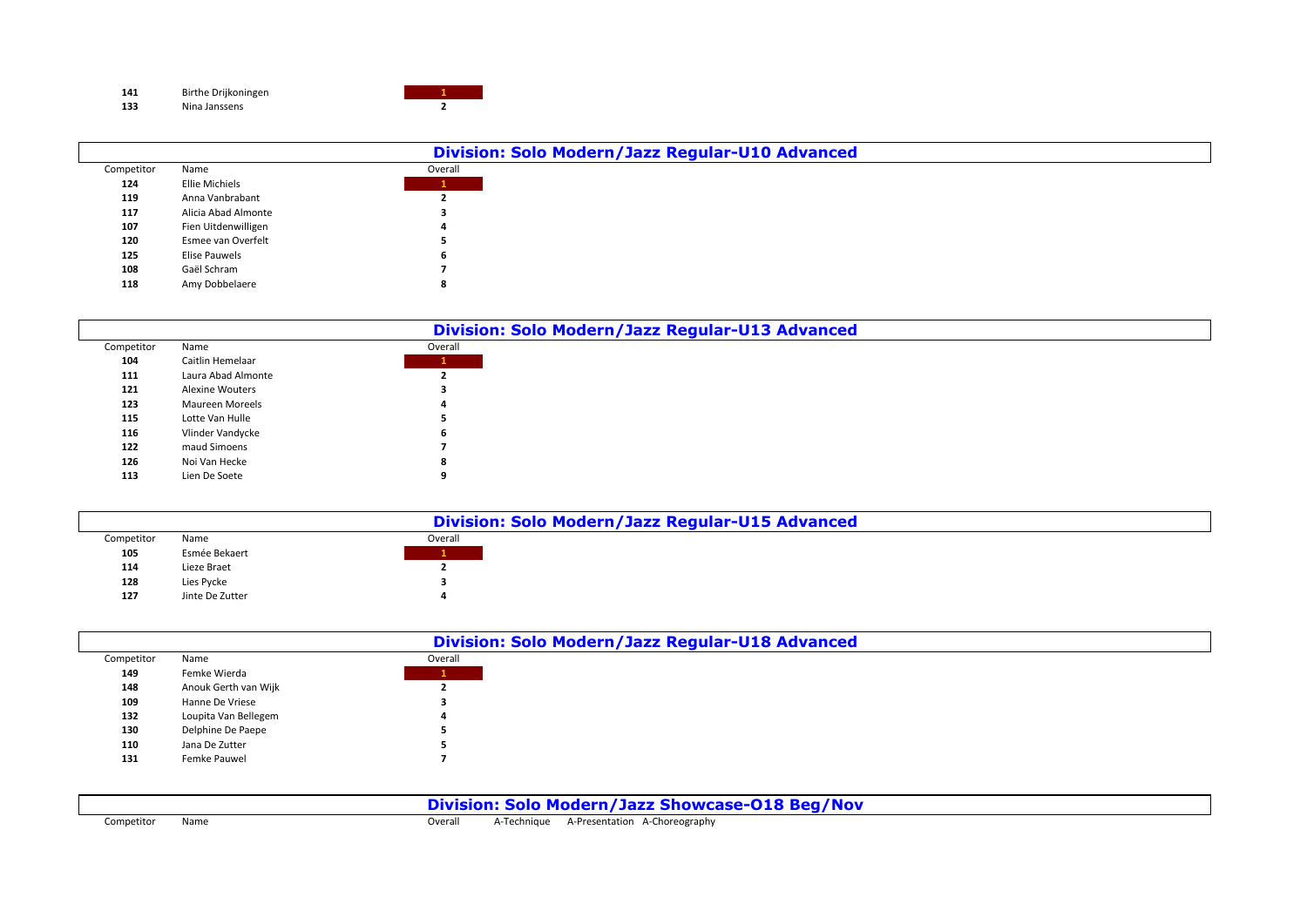| Competitor | Name | Overall |
|---|---|---|
| **141** | Birthe Drijkoningen | 1 |
| **133** | Nina Janssens | **2** |

## Division: Solo Modern/Jazz Regular-U10 Advanced

| Competitor | Name | Overall |
|---|---|---|
| **124** | Ellie Michiels | 1 |
| **119** | Anna Vanbrabant | **2** |
| **117** | Alicia Abad Almonte | **3** |
| **107** | Fien Uitdenwilligen | **4** |
| **120** | Esmee van Overfelt | **5** |
| **125** | Elise Pauwels | **6** |
| **108** | Gaël Schram | **7** |
| **118** | Amy Dobbelaere | **8** |

## Division: Solo Modern/Jazz Regular-U13 Advanced

| Competitor | Name | Overall |
|---|---|---|
| **104** | Caitlin Hemelaar | 1 |
| **111** | Laura Abad Almonte | **2** |
| **121** | Alexine Wouters | **3** |
| **123** | Maureen Moreels | **4** |
| **115** | Lotte Van Hulle | **5** |
| **116** | Vlinder Vandycke | **6** |
| **122** | maud Simoens | **7** |
| **126** | Noi Van Hecke | **8** |
| **113** | Lien De Soete | **9** |

## Division: Solo Modern/Jazz Regular-U15 Advanced

| Competitor | Name | Overall |
|---|---|---|
| **105** | Esmée Bekaert | 1 |
| **114** | Lieze Braet | **2** |
| **128** | Lies Pycke | **3** |
| **127** | Jinte De Zutter | **4** |

## Division: Solo Modern/Jazz Regular-U18 Advanced

| Competitor | Name | Overall |
|---|---|---|
| **149** | Femke Wierda | 1 |
| **148** | Anouk Gerth van Wijk | **2** |
| **109** | Hanne De Vriese | **3** |
| **132** | Loupita Van Bellegem | **4** |
| **130** | Delphine De Paepe | **5** |
| **110** | Jana De Zutter | **5** |
| **131** | Femke Pauwel | **7** |

## Division: Solo Modern/Jazz Showcase-O18 Beg/Nov

| Competitor | Name | Overall | A-Technique | A-Presentation | A-Choreography |
|---|---|---|---|---|---|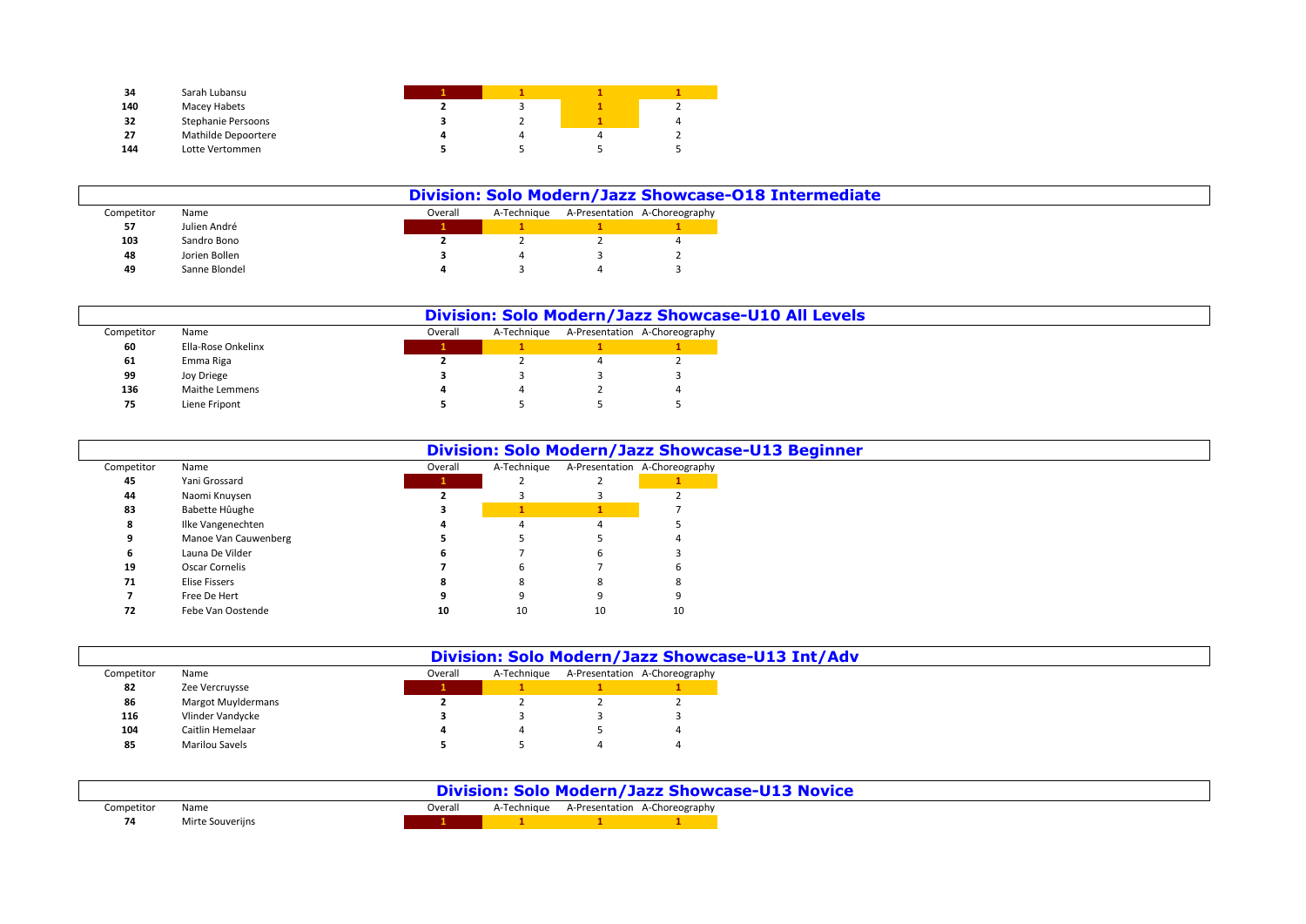| | | | | | |
|---|---|---|---|---|---|
| **34** | Sarah Lubansu | **1** | **1** | **1** | **1** |
| **140** | Macey Habets | **2** | 3 | **1** | 2 |
| **32** | Stephanie Persoons | **3** | 2 | **1** | 4 |
| **27** | Mathilde Depoortere | **4** | 4 | 4 | 2 |
| **144** | Lotte Vertommen | **5** | 5 | 5 | 5 |

## Division: Solo Modern/Jazz Showcase-O18 Intermediate

| Competitor | Name | Overall | A-Technique | A-Presentation | A-Choreography |
|---|---|---|---|---|---|
| **57** | Julien André | **1** | **1** | **1** | **1** |
| **103** | Sandro Bono | **2** | 2 | 2 | 4 |
| **48** | Jorien Bollen | **3** | 4 | 3 | 2 |
| **49** | Sanne Blondel | **4** | 3 | 4 | 3 |

## Division: Solo Modern/Jazz Showcase-U10 All Levels

| Competitor | Name | Overall | A-Technique | A-Presentation | A-Choreography |
|---|---|---|---|---|---|
| **60** | Ella-Rose Onkelinx | **1** | **1** | **1** | **1** |
| **61** | Emma Riga | **2** | 2 | 4 | 2 |
| **99** | Joy Driege | **3** | 3 | 3 | 3 |
| **136** | Maithe Lemmens | **4** | 4 | 2 | 4 |
| **75** | Liene Fripont | **5** | 5 | 5 | 5 |

## Division: Solo Modern/Jazz Showcase-U13 Beginner

| Competitor | Name | Overall | A-Technique | A-Presentation | A-Choreography |
|---|---|---|---|---|---|
| **45** | Yani Grossard | **1** | 2 | 2 | **1** |
| **44** | Naomi Knuysen | **2** | 3 | 3 | 2 |
| **83** | Babette Hûughe | **3** | **1** | **1** | 7 |
| **8** | Ilke Vangenechten | **4** | 4 | 4 | 5 |
| **9** | Manoe Van Cauwenberg | **5** | 5 | 5 | 4 |
| **6** | Launa De Vilder | **6** | 7 | 6 | 3 |
| **19** | Oscar Cornelis | **7** | 6 | 7 | 6 |
| **71** | Elise Fissers | **8** | 8 | 8 | 8 |
| **7** | Free De Hert | **9** | 9 | 9 | 9 |
| **72** | Febe Van Oostende | **10** | 10 | 10 | 10 |

## Division: Solo Modern/Jazz Showcase-U13 Int/Adv

| Competitor | Name | Overall | A-Technique | A-Presentation | A-Choreography |
|---|---|---|---|---|---|
| **82** | Zee Vercruysse | **1** | **1** | **1** | **1** |
| **86** | Margot Muyldermans | **2** | 2 | 2 | 2 |
| **116** | Vlinder Vandycke | **3** | 3 | 3 | 3 |
| **104** | Caitlin Hemelaar | **4** | 4 | 5 | 4 |
| **85** | Marilou Savels | **5** | 5 | 4 | 4 |

## Division: Solo Modern/Jazz Showcase-U13 Novice

| Competitor | Name | Overall | A-Technique | A-Presentation | A-Choreography |
|---|---|---|---|---|---|
| **74** | Mirte Souverijns | **1** | **1** | **1** | **1** |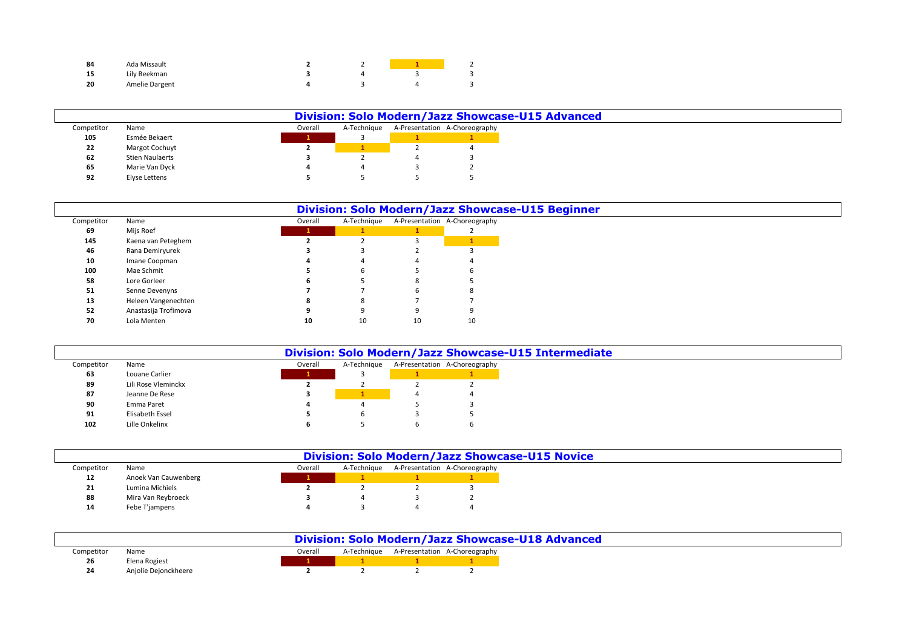| Competitor | Name | Overall | A-Technique | A-Presentation | A-Choreography |
|---|---|---|---|---|---|
| 84 | Ada Missault | 2 | 2 | 1 | 2 |
| 15 | Lily Beekman | 3 | 4 | 3 | 3 |
| 20 | Amelie Dargent | 4 | 3 | 4 | 3 |

## Division: Solo Modern/Jazz Showcase-U15 Advanced

| Competitor | Name | Overall | A-Technique | A-Presentation | A-Choreography |
|---|---|---|---|---|---|
| 105 | Esmée Bekaert | 1 | 3 | 1 | 1 |
| 22 | Margot Cochuyt | 2 | 1 | 2 | 4 |
| 62 | Stien Naulaerts | 3 | 2 | 4 | 3 |
| 65 | Marie Van Dyck | 4 | 4 | 3 | 2 |
| 92 | Elyse Lettens | 5 | 5 | 5 | 5 |

## Division: Solo Modern/Jazz Showcase-U15 Beginner

| Competitor | Name | Overall | A-Technique | A-Presentation | A-Choreography |
|---|---|---|---|---|---|
| 69 | Mijs Roef | 1 | 1 | 1 | 2 |
| 145 | Kaena van Peteghem | 2 | 2 | 3 | 1 |
| 46 | Rana Demiryurek | 3 | 3 | 2 | 3 |
| 10 | Imane Coopman | 4 | 4 | 4 | 4 |
| 100 | Mae Schmit | 5 | 6 | 5 | 6 |
| 58 | Lore Gorleer | 6 | 5 | 8 | 5 |
| 51 | Senne Devenyns | 7 | 7 | 6 | 8 |
| 13 | Heleen Vangenechten | 8 | 8 | 7 | 7 |
| 52 | Anastasija Trofimova | 9 | 9 | 9 | 9 |
| 70 | Lola Menten | 10 | 10 | 10 | 10 |

## Division: Solo Modern/Jazz Showcase-U15 Intermediate

| Competitor | Name | Overall | A-Technique | A-Presentation | A-Choreography |
|---|---|---|---|---|---|
| 63 | Louane Carlier | 1 | 3 | 1 | 1 |
| 89 | Lili Rose Vleminckx | 2 | 2 | 2 | 2 |
| 87 | Jeanne De Rese | 3 | 1 | 4 | 4 |
| 90 | Emma Paret | 4 | 4 | 5 | 3 |
| 91 | Elisabeth Essel | 5 | 6 | 3 | 5 |
| 102 | Lille Onkelinx | 6 | 5 | 6 | 6 |

## Division: Solo Modern/Jazz Showcase-U15 Novice

| Competitor | Name | Overall | A-Technique | A-Presentation | A-Choreography |
|---|---|---|---|---|---|
| 12 | Anoek Van Cauwenberg | 1 | 1 | 1 | 1 |
| 21 | Lumina Michiels | 2 | 2 | 2 | 3 |
| 88 | Mira Van Reybroeck | 3 | 4 | 3 | 2 |
| 14 | Febe T'jampens | 4 | 3 | 4 | 4 |

## Division: Solo Modern/Jazz Showcase-U18 Advanced

| Competitor | Name | Overall | A-Technique | A-Presentation | A-Choreography |
|---|---|---|---|---|---|
| 26 | Elena Rogiest | 1 | 1 | 1 | 1 |
| 24 | Anjolie Dejonckheere | 2 | 2 | 2 | 2 |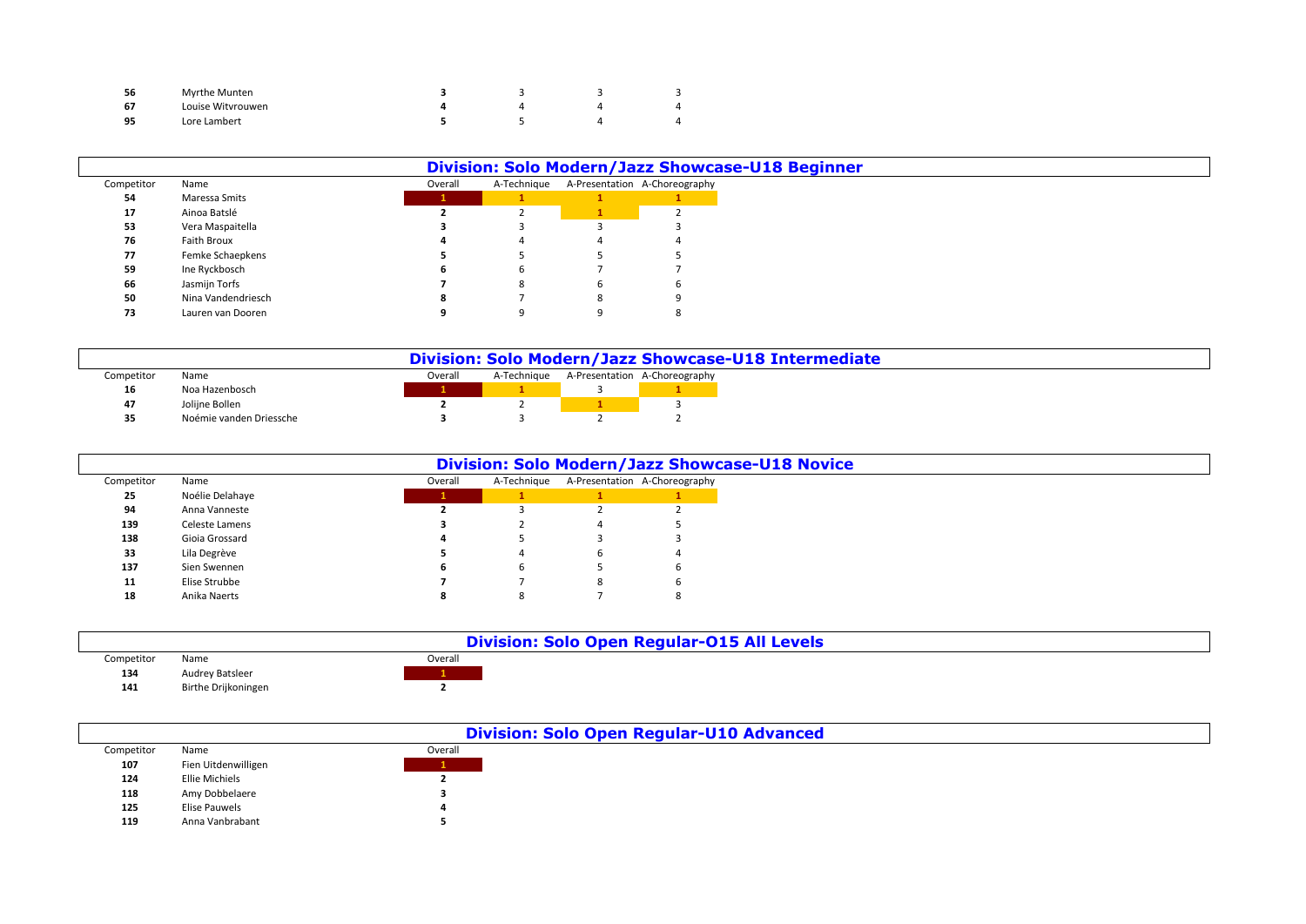| Competitor | Name | Overall | A-Technique | A-Presentation | A-Choreography |
|---|---|---|---|---|---|
| **56** | Myrthe Munten | **3** | 3 | 3 | 3 |
| **67** | Louise Witvrouwen | **4** | 4 | 4 | 4 |
| **95** | Lore Lambert | **5** | 5 | 4 | 4 |

## Division: Solo Modern/Jazz Showcase-U18 Beginner

| Competitor | Name | Overall | A-Technique | A-Presentation | A-Choreography |
|---|---|---|---|---|---|
| **54** | Maressa Smits | **1** | **1** | **1** | **1** |
| **17** | Ainoa Batslé | **2** | 2 | **1** | 2 |
| **53** | Vera Maspaitella | **3** | 3 | 3 | 3 |
| **76** | Faith Broux | **4** | 4 | 4 | 4 |
| **77** | Femke Schaepkens | **5** | 5 | 5 | 5 |
| **59** | Ine Ryckbosch | **6** | 6 | 7 | 7 |
| **66** | Jasmijn Torfs | **7** | 8 | 6 | 6 |
| **50** | Nina Vandendriesch | **8** | 7 | 8 | 9 |
| **73** | Lauren van Dooren | **9** | 9 | 9 | 8 |

## Division: Solo Modern/Jazz Showcase-U18 Intermediate

| Competitor | Name | Overall | A-Technique | A-Presentation | A-Choreography |
|---|---|---|---|---|---|
| **16** | Noa Hazenbosch | **1** | **1** | 3 | **1** |
| **47** | Jolijne Bollen | **2** | 2 | **1** | 3 |
| **35** | Noémie vanden Driessche | **3** | 3 | 2 | 2 |

## Division: Solo Modern/Jazz Showcase-U18 Novice

| Competitor | Name | Overall | A-Technique | A-Presentation | A-Choreography |
|---|---|---|---|---|---|
| **25** | Noélie Delahaye | **1** | **1** | **1** | **1** |
| **94** | Anna Vanneste | **2** | 3 | 2 | 2 |
| **139** | Celeste Lamens | **3** | 2 | 4 | 5 |
| **138** | Gioia Grossard | **4** | 5 | 3 | 3 |
| **33** | Lila Degrève | **5** | 4 | 6 | 4 |
| **137** | Sien Swennen | **6** | 6 | 5 | 6 |
| **11** | Elise Strubbe | **7** | 7 | 8 | 6 |
| **18** | Anika Naerts | **8** | 8 | 7 | 8 |

## Division: Solo Open Regular-O15 All Levels

| Competitor | Name | Overall |
|---|---|---|
| **134** | Audrey Batsleer | **1** |
| **141** | Birthe Drijkoningen | **2** |

## Division: Solo Open Regular-U10 Advanced

| Competitor | Name | Overall |
|---|---|---|
| **107** | Fien Uitdenwilligen | **1** |
| **124** | Ellie Michiels | **2** |
| **118** | Amy Dobbelaere | **3** |
| **125** | Elise Pauwels | **4** |
| **119** | Anna Vanbrabant | **5** |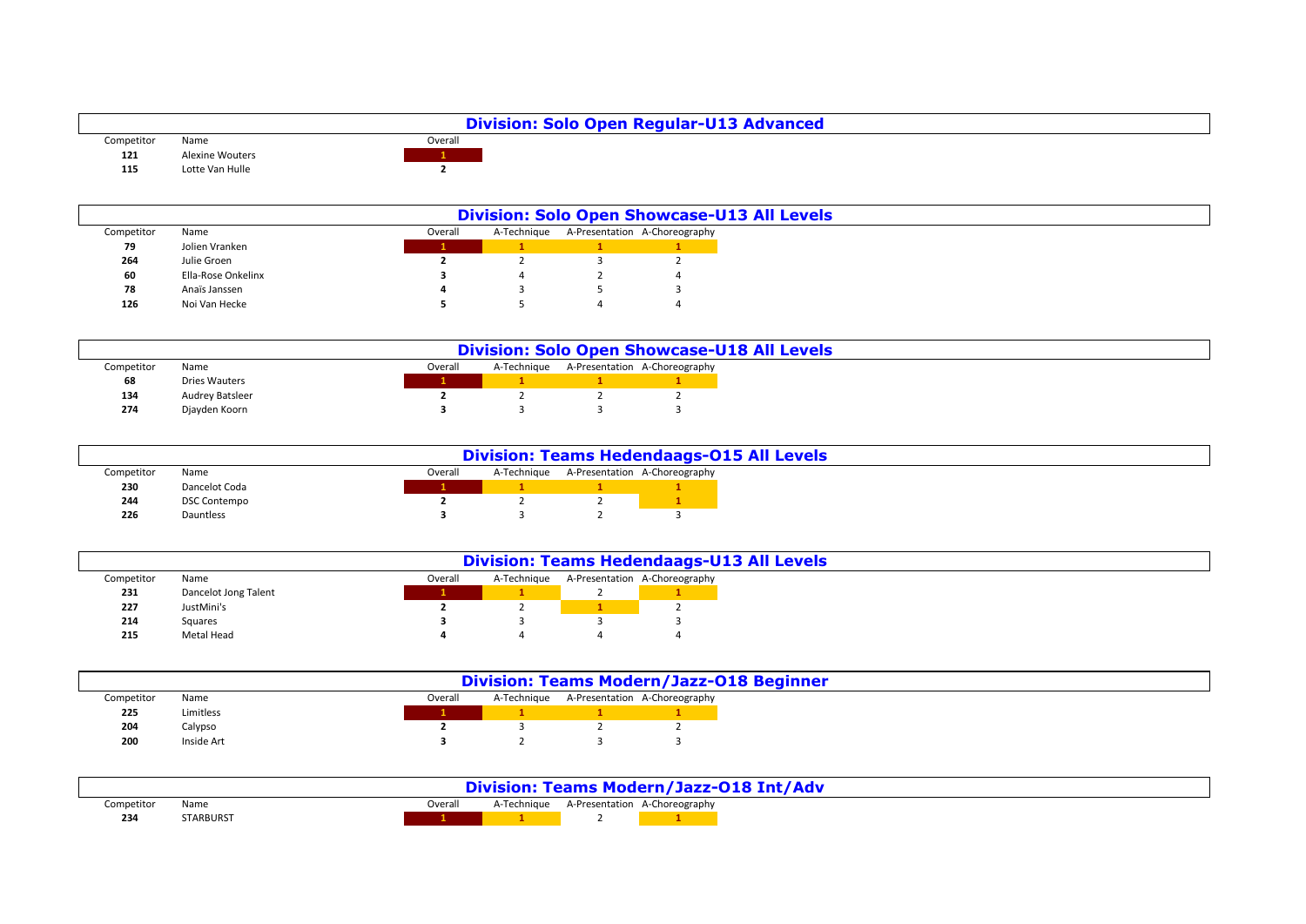## Division: Solo Open Regular-U13 Advanced

| Competitor | Name | Overall |
|---|---|---|
| **121** | Alexine Wouters | 1 |
| **115** | Lotte Van Hulle | 2 |

## Division: Solo Open Showcase-U13 All Levels

| Competitor | Name | Overall | A-Technique | A-Presentation | A-Choreography |
|---|---|---|---|---|---|
| **79** | Jolien Vranken | 1 | 1 | 1 | 1 |
| **264** | Julie Groen | 2 | 2 | 3 | 2 |
| **60** | Ella-Rose Onkelinx | 3 | 4 | 2 | 4 |
| **78** | Anaïs Janssen | 4 | 3 | 5 | 3 |
| **126** | Noi Van Hecke | 5 | 5 | 4 | 4 |

## Division: Solo Open Showcase-U18 All Levels

| Competitor | Name | Overall | A-Technique | A-Presentation | A-Choreography |
|---|---|---|---|---|---|
| **68** | Dries Wauters | 1 | 1 | 1 | 1 |
| **134** | Audrey Batsleer | 2 | 2 | 2 | 2 |
| **274** | Djayden Koorn | 3 | 3 | 3 | 3 |

## Division: Teams Hedendaags-O15 All Levels

| Competitor | Name | Overall | A-Technique | A-Presentation | A-Choreography |
|---|---|---|---|---|---|
| **230** | Dancelot Coda | 1 | 1 | 1 | 1 |
| **244** | DSC Contempo | 2 | 2 | 2 | 1 |
| **226** | Dauntless | 3 | 3 | 2 | 3 |

## Division: Teams Hedendaags-U13 All Levels

| Competitor | Name | Overall | A-Technique | A-Presentation | A-Choreography |
|---|---|---|---|---|---|
| **231** | Dancelot Jong Talent | 1 | 1 | 2 | 1 |
| **227** | JustMini's | 2 | 2 | 1 | 2 |
| **214** | Squares | 3 | 3 | 3 | 3 |
| **215** | Metal Head | 4 | 4 | 4 | 4 |

## Division: Teams Modern/Jazz-O18 Beginner

| Competitor | Name | Overall | A-Technique | A-Presentation | A-Choreography |
|---|---|---|---|---|---|
| **225** | Limitless | 1 | 1 | 1 | 1 |
| **204** | Calypso | 2 | 3 | 2 | 2 |
| **200** | Inside Art | 3 | 2 | 3 | 3 |

## Division: Teams Modern/Jazz-O18 Int/Adv

| Competitor | Name | Overall | A-Technique | A-Presentation | A-Choreography |
|---|---|---|---|---|---|
| **234** | STARBURST | 1 | 1 | 2 | 1 |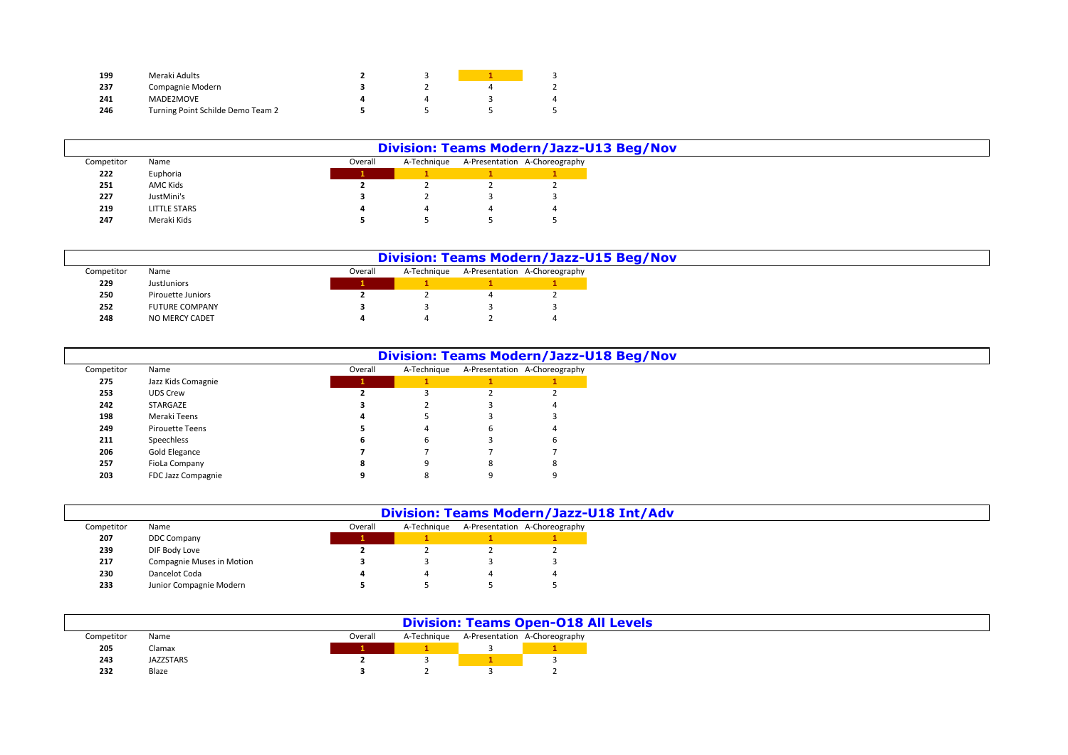| Competitor | Name | Overall | A-Technique | A-Presentation | A-Choreography |
|---|---|---|---|---|---|
| **199** | Meraki Adults | **2** | 3 | **1** | 3 |
| **237** | Compagnie Modern | **3** | 2 | 4 | 2 |
| **241** | MADE2MOVE | **4** | 4 | 3 | 4 |
| **246** | Turning Point Schilde Demo Team 2 | **5** | 5 | 5 | 5 |

## Division: Teams Modern/Jazz-U13 Beg/Nov

| Competitor | Name | Overall | A-Technique | A-Presentation | A-Choreography |
|---|---|---|---|---|---|
| **222** | Euphoria | **1** | **1** | **1** | **1** |
| **251** | AMC Kids | **2** | 2 | 2 | 2 |
| **227** | JustMini's | **3** | 2 | 3 | 3 |
| **219** | LITTLE STARS | **4** | 4 | 4 | 4 |
| **247** | Meraki Kids | **5** | 5 | 5 | 5 |

## Division: Teams Modern/Jazz-U15 Beg/Nov

| Competitor | Name | Overall | A-Technique | A-Presentation | A-Choreography |
|---|---|---|---|---|---|
| **229** | JustJuniors | **1** | **1** | **1** | **1** |
| **250** | Pirouette Juniors | **2** | 2 | 4 | 2 |
| **252** | FUTURE COMPANY | **3** | 3 | 3 | 3 |
| **248** | NO MERCY CADET | **4** | 4 | 2 | 4 |

## Division: Teams Modern/Jazz-U18 Beg/Nov

| Competitor | Name | Overall | A-Technique | A-Presentation | A-Choreography |
|---|---|---|---|---|---|
| **275** | Jazz Kids Comagnie | **1** | **1** | **1** | **1** |
| **253** | UDS Crew | **2** | 3 | 2 | 2 |
| **242** | STARGAZE | **3** | 2 | 3 | 4 |
| **198** | Meraki Teens | **4** | 5 | 3 | 3 |
| **249** | Pirouette Teens | **5** | 4 | 6 | 4 |
| **211** | Speechless | **6** | 6 | 3 | 6 |
| **206** | Gold Elegance | **7** | 7 | 7 | 7 |
| **257** | FioLa Company | **8** | 9 | 8 | 8 |
| **203** | FDC Jazz Compagnie | **9** | 8 | 9 | 9 |

## Division: Teams Modern/Jazz-U18 Int/Adv

| Competitor | Name | Overall | A-Technique | A-Presentation | A-Choreography |
|---|---|---|---|---|---|
| **207** | DDC Company | **1** | **1** | **1** | **1** |
| **239** | DIF Body Love | **2** | 2 | 2 | 2 |
| **217** | Compagnie Muses in Motion | **3** | 3 | 3 | 3 |
| **230** | Dancelot Coda | **4** | 4 | 4 | 4 |
| **233** | Junior Compagnie Modern | **5** | 5 | 5 | 5 |

## Division: Teams Open-O18 All Levels

| Competitor | Name | Overall | A-Technique | A-Presentation | A-Choreography |
|---|---|---|---|---|---|
| **205** | Clamax | **1** | **1** | 3 | **1** |
| **243** | JAZZSTARS | **2** | 3 | **1** | 3 |
| **232** | Blaze | **3** | 2 | 3 | 2 |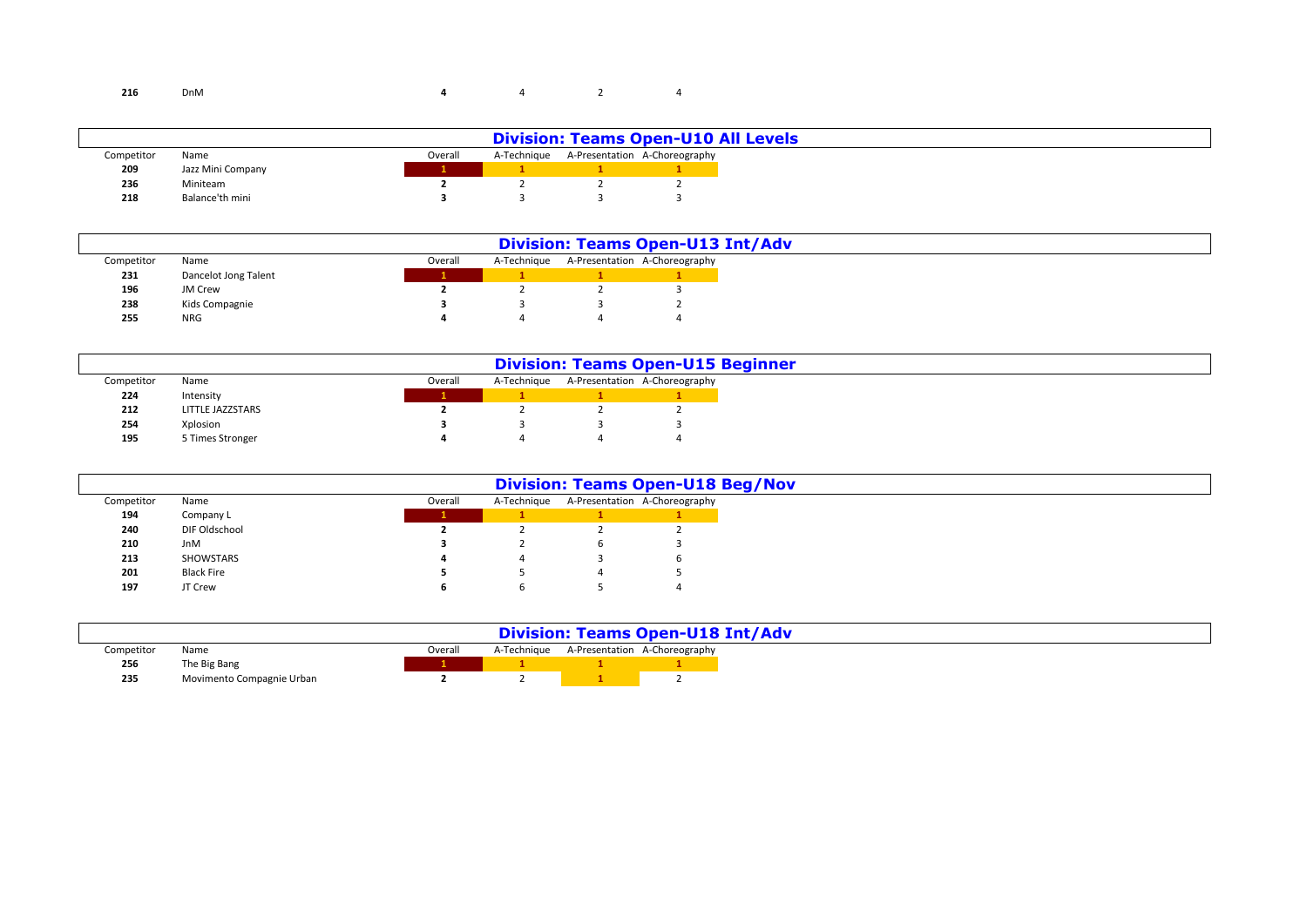| | | | | | |
|---|---|---|---|---|---|
| **216** | DnM | **4** | 4 | 2 | 4 |

## Division: Teams Open-U10 All Levels

| Competitor | Name | Overall | A-Technique | A-Presentation | A-Choreography |
|---|---|---|---|---|---|
| **209** | Jazz Mini Company | **1** | **1** | **1** | **1** |
| **236** | Miniteam | **2** | 2 | 2 | 2 |
| **218** | Balance'th mini | **3** | 3 | 3 | 3 |

## Division: Teams Open-U13 Int/Adv

| Competitor | Name | Overall | A-Technique | A-Presentation | A-Choreography |
|---|---|---|---|---|---|
| **231** | Dancelot Jong Talent | **1** | **1** | **1** | **1** |
| **196** | JM Crew | **2** | 2 | 2 | 3 |
| **238** | Kids Compagnie | **3** | 3 | 3 | 2 |
| **255** | NRG | **4** | 4 | 4 | 4 |

## Division: Teams Open-U15 Beginner

| Competitor | Name | Overall | A-Technique | A-Presentation | A-Choreography |
|---|---|---|---|---|---|
| **224** | Intensity | **1** | **1** | **1** | **1** |
| **212** | LITTLE JAZZSTARS | **2** | 2 | 2 | 2 |
| **254** | Xplosion | **3** | 3 | 3 | 3 |
| **195** | 5 Times Stronger | **4** | 4 | 4 | 4 |

## Division: Teams Open-U18 Beg/Nov

| Competitor | Name | Overall | A-Technique | A-Presentation | A-Choreography |
|---|---|---|---|---|---|
| **194** | Company L | **1** | **1** | **1** | **1** |
| **240** | DIF Oldschool | **2** | 2 | 2 | 2 |
| **210** | JnM | **3** | 2 | 6 | 3 |
| **213** | SHOWSTARS | **4** | 4 | 3 | 6 |
| **201** | Black Fire | **5** | 5 | 4 | 5 |
| **197** | JT Crew | **6** | 6 | 5 | 4 |

## Division: Teams Open-U18 Int/Adv

| Competitor | Name | Overall | A-Technique | A-Presentation | A-Choreography |
|---|---|---|---|---|---|
| **256** | The Big Bang | **1** | **1** | **1** | **1** |
| **235** | Movimento Compagnie Urban | **2** | 2 | **1** | 2 |